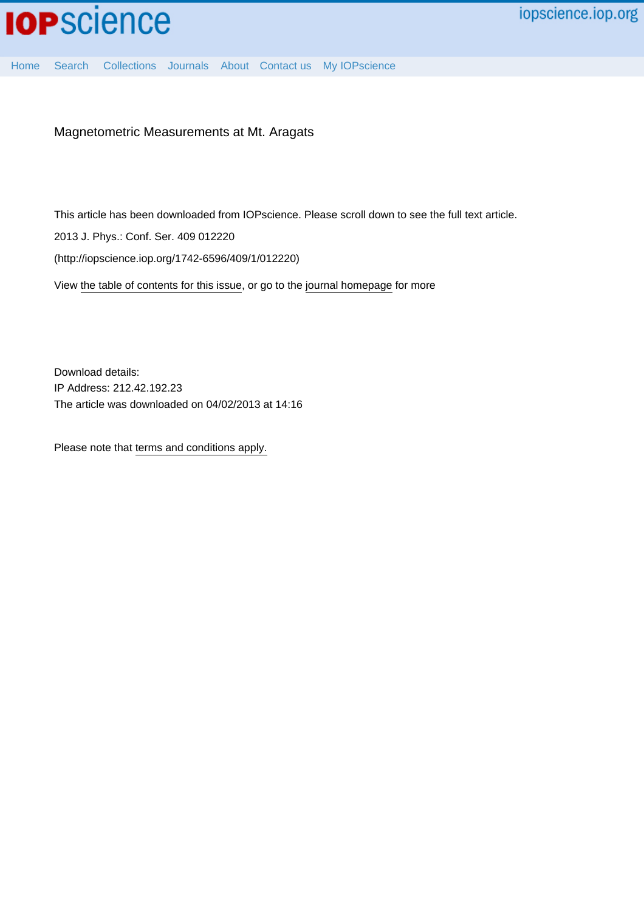Magnetometric Measurements at Mt. Aragats

This article has been downloaded from IOPscience. Please scroll down to see the full text article.

2013 J. Phys.: Conf. Ser. 409 012220

(http://iopscience.iop.org/1742-6596/409/1/012220)

View the table of contents for this issue, or go to the journal homepage for more

Download details:
IP Address: 212.42.192.23
The article was downloaded on 04/02/2013 at 14:16

Please note that terms and conditions apply.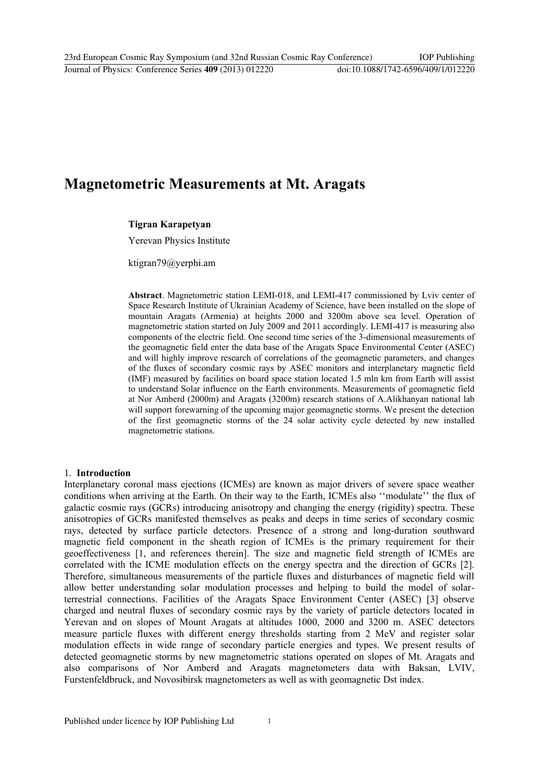# Magnetometric Measurements at Mt. Aragats

**Tigran Karapetyan**

Yerevan Physics Institute

ktigran79@yerphi.am

**Abstract**. Magnetometric station LEMI-018, and LEMI-417 commissioned by Lviv center of Space Research Institute of Ukrainian Academy of Science, have been installed on the slope of mountain Aragats (Armenia) at heights 2000 and 3200m above sea level. Operation of magnetometric station started on July 2009 and 2011 accordingly. LEMI-417 is measuring also components of the electric field. One second time series of the 3-dimensional measurements of the geomagnetic field enter the data base of the Aragats Space Environmental Center (ASEC) and will highly improve research of correlations of the geomagnetic parameters, and changes of the fluxes of secondary cosmic rays by ASEC monitors and interplanetary magnetic field (IMF) measured by facilities on board space station located 1.5 mln km from Earth will assist to understand Solar influence on the Earth environments. Measurements of geomagnetic field at Nor Amberd (2000m) and Aragats (3200m) research stations of A.Alikhanyan national lab will support forewarning of the upcoming major geomagnetic storms. We present the detection of the first geomagnetic storms of the 24 solar activity cycle detected by new installed magnetometric stations.

## 1. Introduction

Interplanetary coronal mass ejections (ICMEs) are known as major drivers of severe space weather conditions when arriving at the Earth. On their way to the Earth, ICMEs also ''modulate'' the flux of galactic cosmic rays (GCRs) introducing anisotropy and changing the energy (rigidity) spectra. These anisotropies of GCRs manifested themselves as peaks and deeps in time series of secondary cosmic rays, detected by surface particle detectors. Presence of a strong and long-duration southward magnetic field component in the sheath region of ICMEs is the primary requirement for their geoeffectiveness [1, and references therein]. The size and magnetic field strength of ICMEs are correlated with the ICME modulation effects on the energy spectra and the direction of GCRs [2]. Therefore, simultaneous measurements of the particle fluxes and disturbances of magnetic field will allow better understanding solar modulation processes and helping to build the model of solar-terrestrial connections. Facilities of the Aragats Space Environment Center (ASEC) [3] observe charged and neutral fluxes of secondary cosmic rays by the variety of particle detectors located in Yerevan and on slopes of Mount Aragats at altitudes 1000, 2000 and 3200 m. ASEC detectors measure particle fluxes with different energy thresholds starting from 2 MeV and register solar modulation effects in wide range of secondary particle energies and types. We present results of detected geomagnetic storms by new magnetometric stations operated on slopes of Mt. Aragats and also comparisons of Nor Amberd and Aragats magnetometers data with Baksan, LVIV, Furstenfeldbruck, and Novosibirsk magnetometers as well as with geomagnetic Dst index.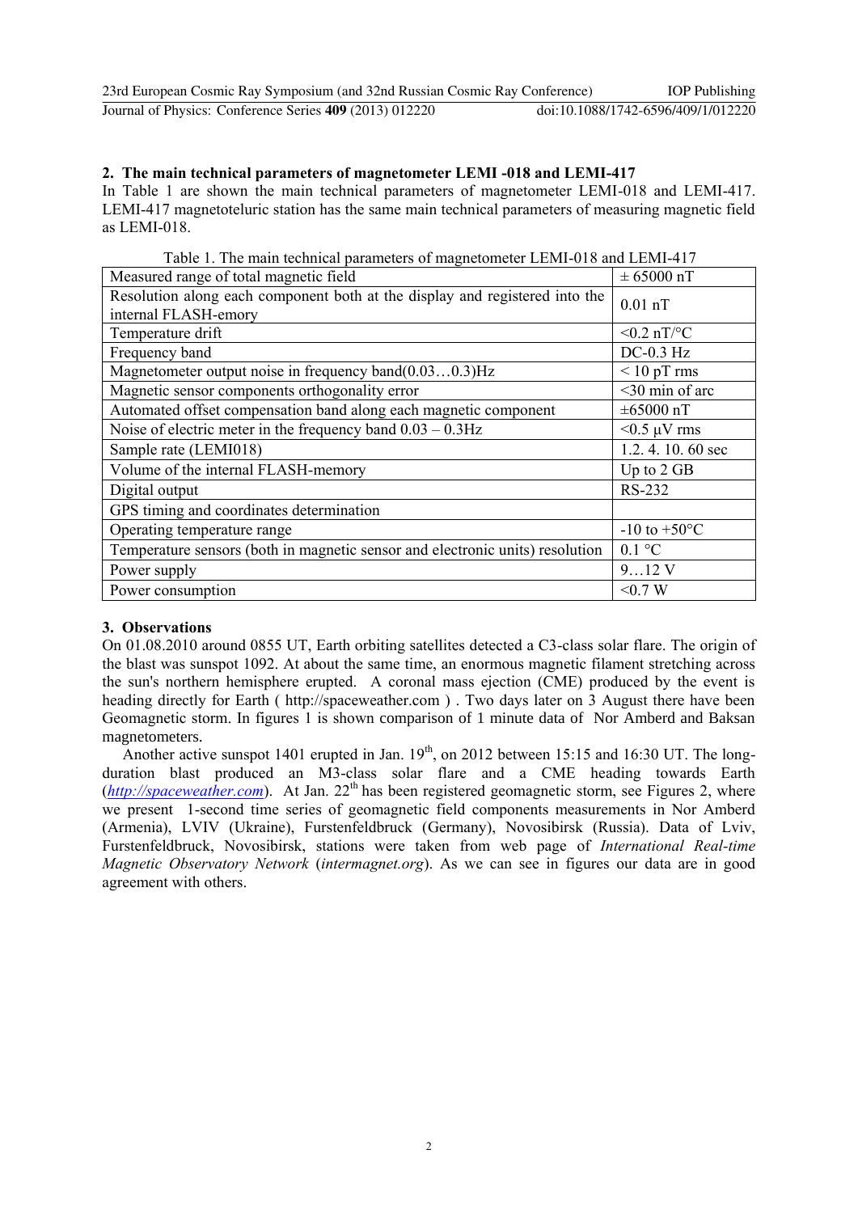## 2. The main technical parameters of magnetometer LEMI -018 and LEMI-417

In Table 1 are shown the main technical parameters of magnetometer LEMI-018 and LEMI-417. LEMI-417 magnetoteluric station has the same main technical parameters of measuring magnetic field as LEMI-018.

Table 1. The main technical parameters of magnetometer LEMI-018 and LEMI-417

| Parameter | Value |
|---|---|
| Measured range of total magnetic field | ± 65000 nT |
| Resolution along each component both at the display and registered into the internal FLASH-emory | 0.01 nT |
| Temperature drift | <0.2 nT/°C |
| Frequency band | DC-0.3 Hz |
| Magnetometer output noise in frequency band(0.03…0.3)Hz | < 10 pT rms |
| Magnetic sensor components orthogonality error | <30 min of arc |
| Automated offset compensation band along each magnetic component | ±65000 nT |
| Noise of electric meter in the frequency band 0.03 – 0.3Hz | <0.5 μV rms |
| Sample rate (LEMI018) | 1.2. 4. 10. 60 sec |
| Volume of the internal FLASH-memory | Up to 2 GB |
| Digital output | RS-232 |
| GPS timing and coordinates determination | |
| Operating temperature range | -10 to +50°C |
| Temperature sensors (both in magnetic sensor and electronic units) resolution | 0.1 °C |
| Power supply | 9…12 V |
| Power consumption | <0.7 W |

## 3. Observations

On 01.08.2010 around 0855 UT, Earth orbiting satellites detected a C3-class solar flare. The origin of the blast was sunspot 1092. At about the same time, an enormous magnetic filament stretching across the sun's northern hemisphere erupted. A coronal mass ejection (CME) produced by the event is heading directly for Earth ( http://spaceweather.com ) . Two days later on 3 August there have been Geomagnetic storm. In figures 1 is shown comparison of 1 minute data of Nor Amberd and Baksan magnetometers.

Another active sunspot 1401 erupted in Jan. 19th, on 2012 between 15:15 and 16:30 UT. The long-duration blast produced an M3-class solar flare and a CME heading towards Earth (*http://spaceweather.com*). At Jan. 22th has been registered geomagnetic storm, see Figures 2, where we present 1-second time series of geomagnetic field components measurements in Nor Amberd (Armenia), LVIV (Ukraine), Furstenfeldbruck (Germany), Novosibirsk (Russia). Data of Lviv, Furstenfeldbruck, Novosibirsk, stations were taken from web page of *International Real-time Magnetic Observatory Network* (*intermagnet.org*). As we can see in figures our data are in good agreement with others.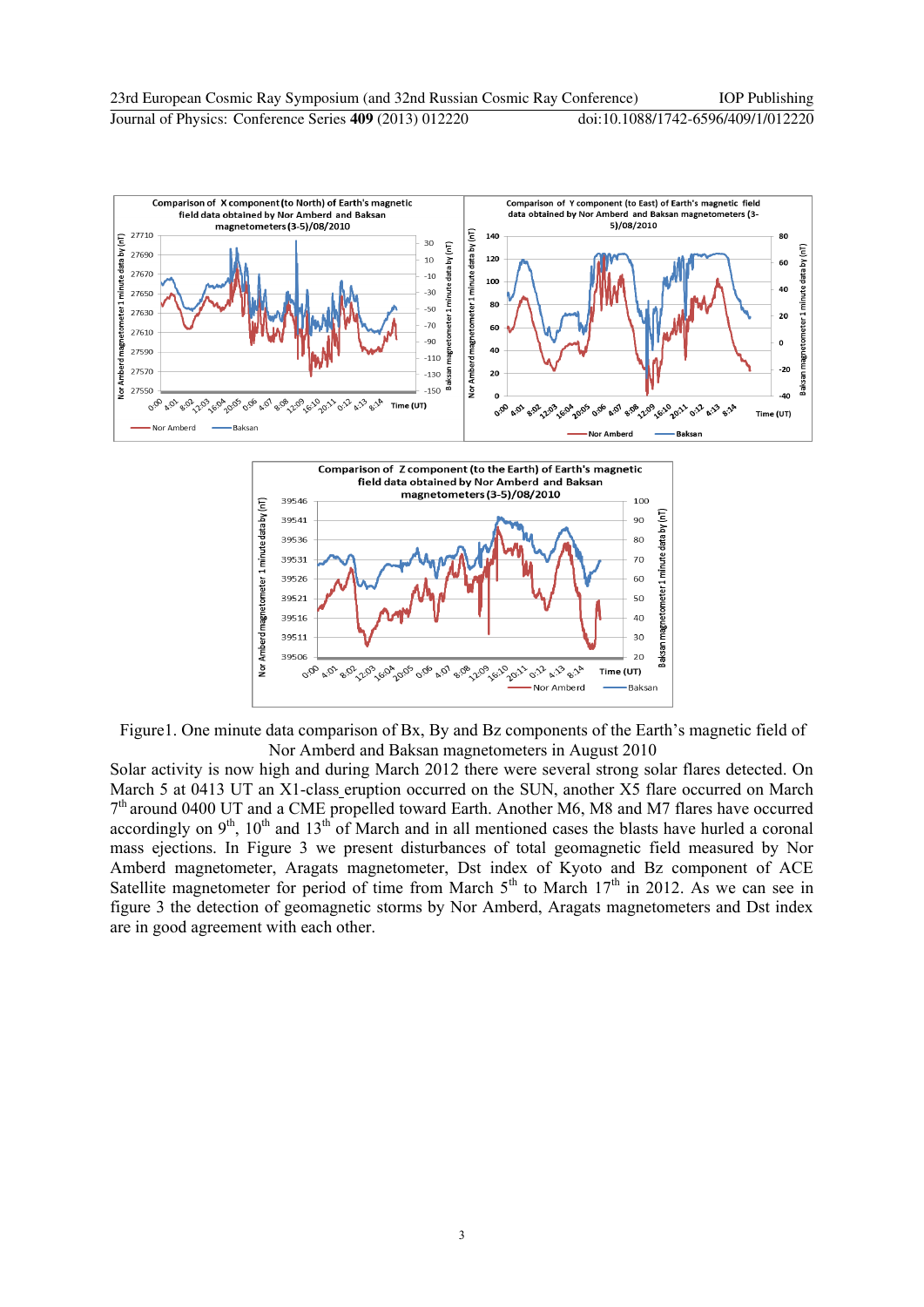Figure1. One minute data comparison of Bx, By and Bz components of the Earth's magnetic field of Nor Amberd and Baksan magnetometers in August 2010

Solar activity is now high and during March 2012 there were several strong solar flares detected. On March 5 at 0413 UT an X1-class eruption occurred on the SUN, another X5 flare occurred on March 7[th] around 0400 UT and a CME propelled toward Earth. Another M6, M8 and M7 flares have occurred accordingly on 9[th], 10[th] and 13[th] of March and in all mentioned cases the blasts have hurled a coronal mass ejections. In Figure 3 we present disturbances of total geomagnetic field measured by Nor Amberd magnetometer, Aragats magnetometer, Dst index of Kyoto and Bz component of ACE Satellite magnetometer for period of time from March 5[th] to March 17[th] in 2012. As we can see in figure 3 the detection of geomagnetic storms by Nor Amberd, Aragats magnetometers and Dst index are in good agreement with each other.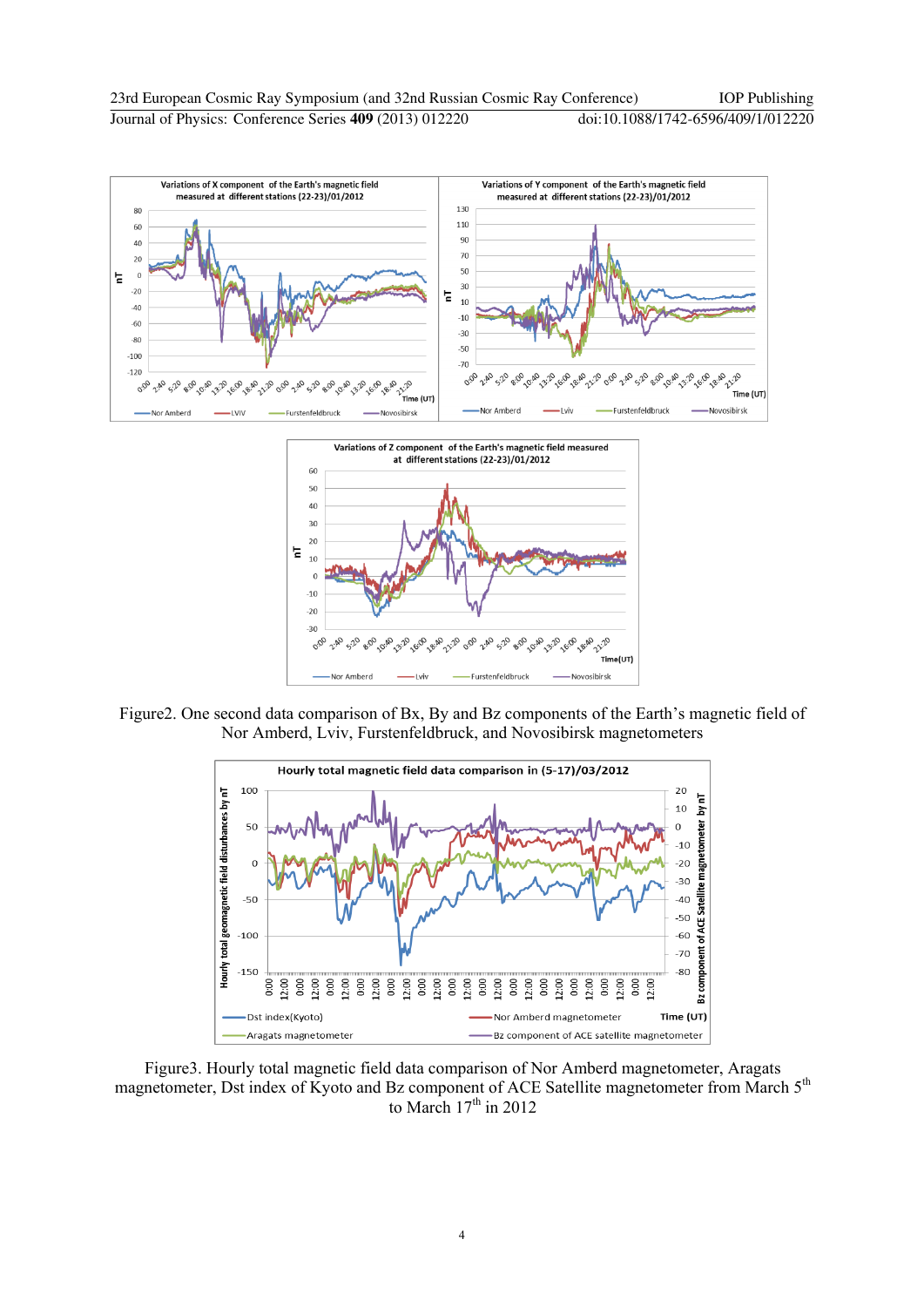Figure2. One second data comparison of Bx, By and Bz components of the Earth's magnetic field of Nor Amberd, Lviv, Furstenfeldbruck, and Novosibirsk magnetometers

Figure3. Hourly total magnetic field data comparison of Nor Amberd magnetometer, Aragats magnetometer, Dst index of Kyoto and Bz component of ACE Satellite magnetometer from March 5th to March 17th in 2012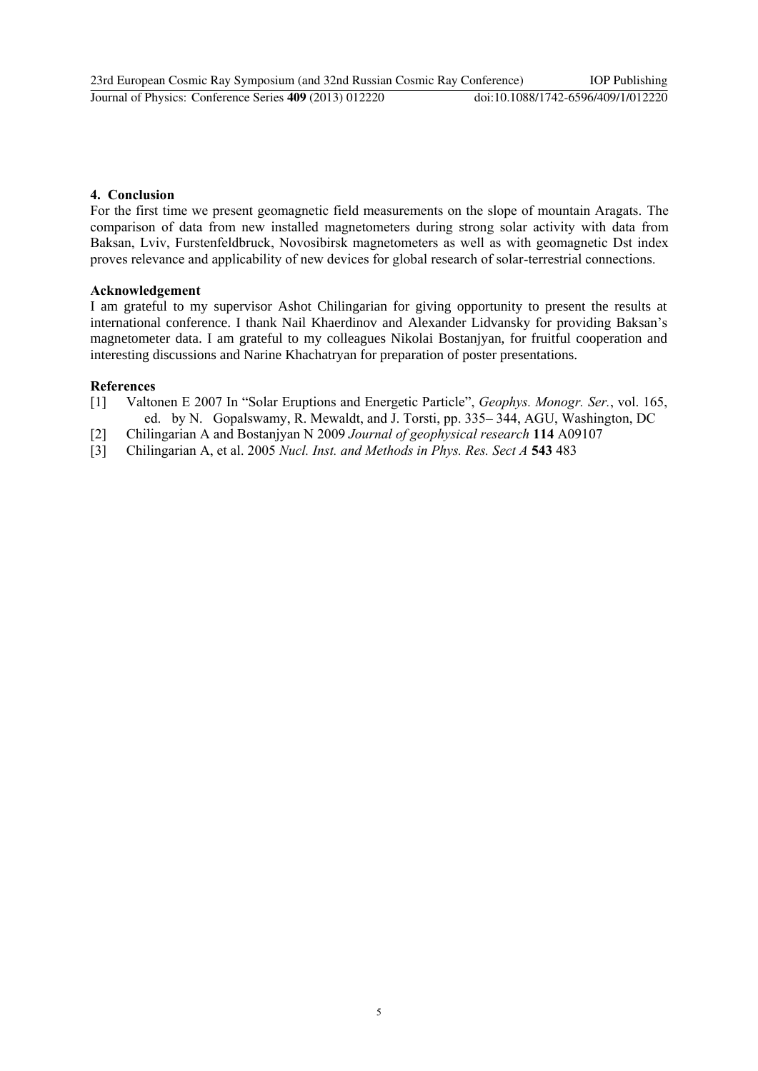## 4. Conclusion

For the first time we present geomagnetic field measurements on the slope of mountain Aragats. The comparison of data from new installed magnetometers during strong solar activity with data from Baksan, Lviv, Furstenfeldbruck, Novosibirsk magnetometers as well as with geomagnetic Dst index proves relevance and applicability of new devices for global research of solar-terrestrial connections.

### Acknowledgement

I am grateful to my supervisor Ashot Chilingarian for giving opportunity to present the results at international conference. I thank Nail Khaerdinov and Alexander Lidvansky for providing Baksan's magnetometer data. I am grateful to my colleagues Nikolai Bostanjyan, for fruitful cooperation and interesting discussions and Narine Khachatryan for preparation of poster presentations.

### References

[1] Valtonen E 2007 In "Solar Eruptions and Energetic Particle", *Geophys. Monogr. Ser.*, vol. 165, ed. by N. Gopalswamy, R. Mewaldt, and J. Torsti, pp. 335– 344, AGU, Washington, DC

[2] Chilingarian A and Bostanjyan N 2009 *Journal of geophysical research* **114** A09107

[3] Chilingarian A, et al. 2005 *Nucl. Inst. and Methods in Phys. Res. Sect A* **543** 483